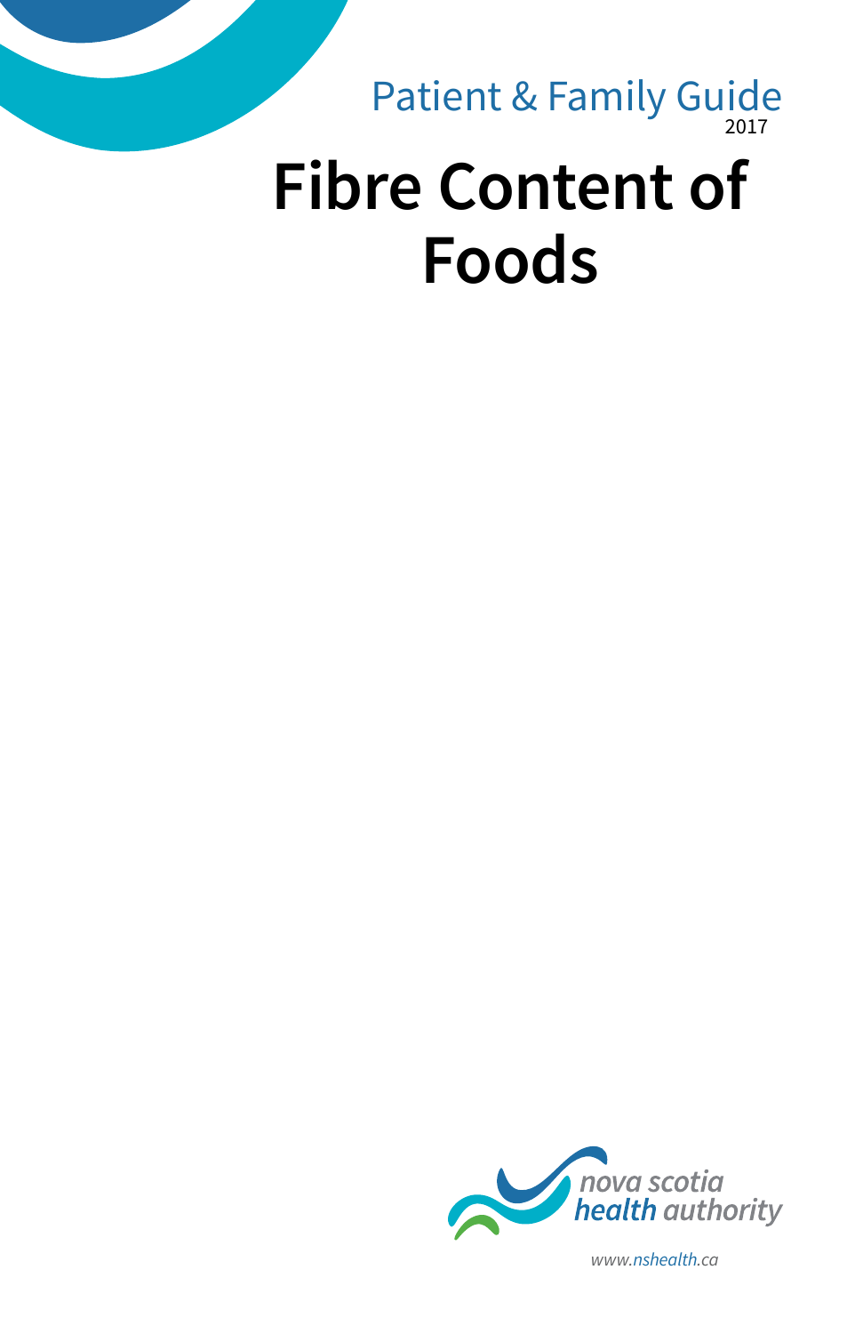Patient & Family Guide

2017

# Fibre Content of Foods

nova scotia health authority

www.nshealth.ca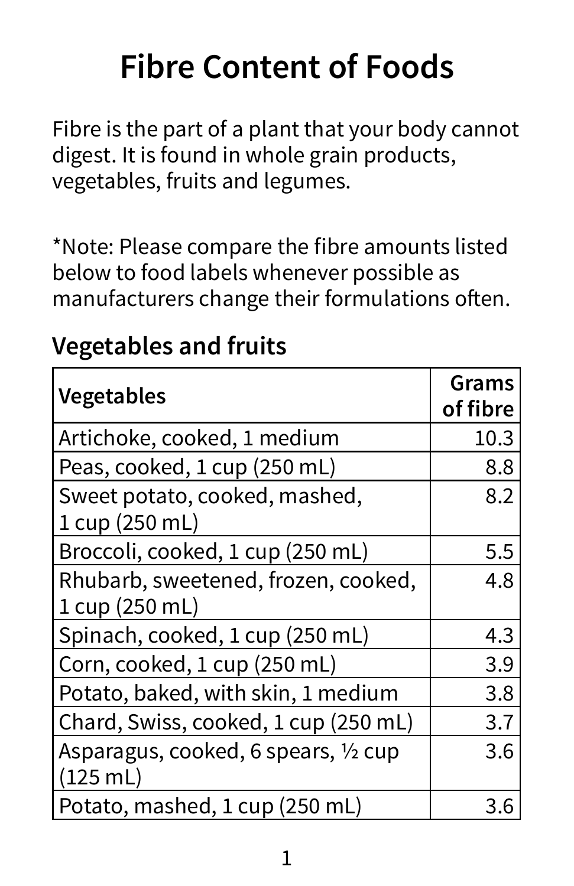# Fibre Content of Foods

Fibre is the part of a plant that your body cannot digest. It is found in whole grain products, vegetables, fruits and legumes.

*Note: Please compare the fibre amounts listed below to food labels whenever possible as manufacturers change their formulations often.

## Vegetables and fruits

| Vegetables | Grams of fibre |
|---|---:|
| Artichoke, cooked, 1 medium | 10.3 |
| Peas, cooked, 1 cup (250 mL) | 8.8 |
| Sweet potato, cooked, mashed, 1 cup (250 mL) | 8.2 |
| Broccoli, cooked, 1 cup (250 mL) | 5.5 |
| Rhubarb, sweetened, frozen, cooked, 1 cup (250 mL) | 4.8 |
| Spinach, cooked, 1 cup (250 mL) | 4.3 |
| Corn, cooked, 1 cup (250 mL) | 3.9 |
| Potato, baked, with skin, 1 medium | 3.8 |
| Chard, Swiss, cooked, 1 cup (250 mL) | 3.7 |
| Asparagus, cooked, 6 spears, ½ cup (125 mL) | 3.6 |
| Potato, mashed, 1 cup (250 mL) | 3.6 |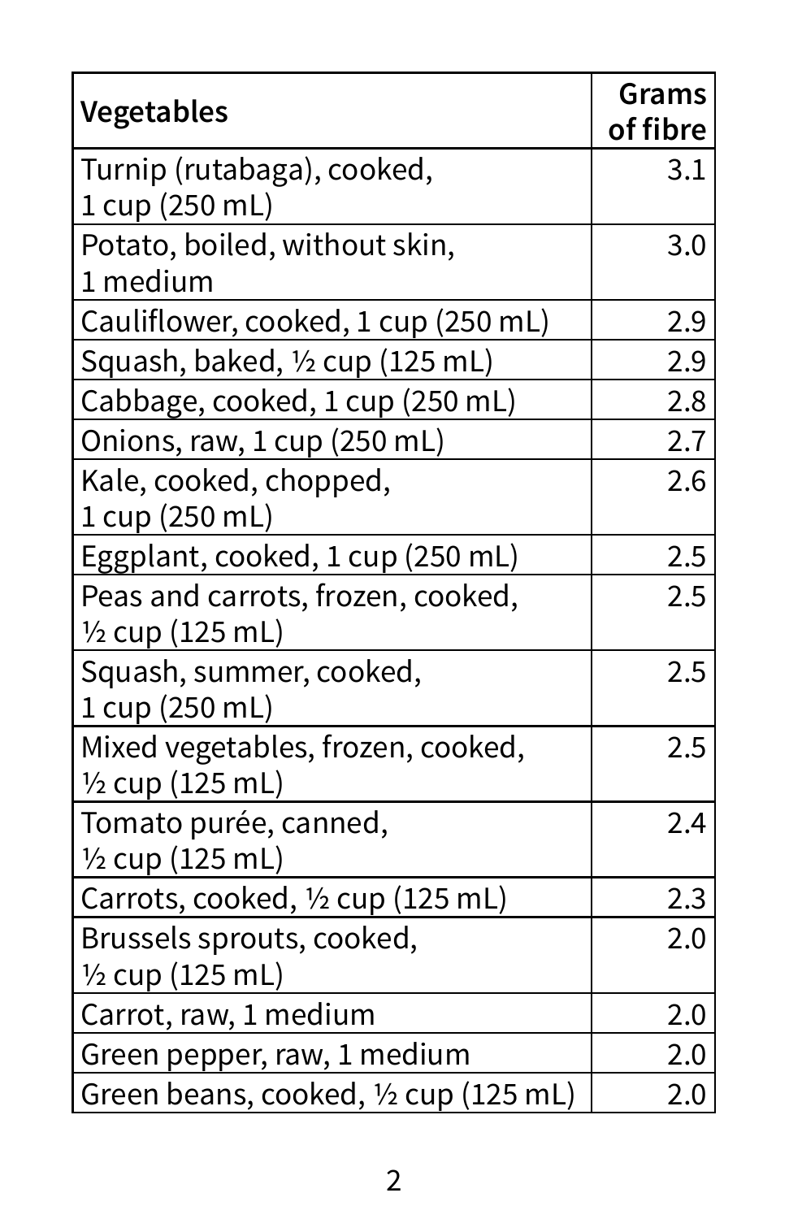| Vegetables | Grams of fibre |
|---|---:|
| Turnip (rutabaga), cooked, 1 cup (250 mL) | 3.1 |
| Potato, boiled, without skin, 1 medium | 3.0 |
| Cauliflower, cooked, 1 cup (250 mL) | 2.9 |
| Squash, baked, ½ cup (125 mL) | 2.9 |
| Cabbage, cooked, 1 cup (250 mL) | 2.8 |
| Onions, raw, 1 cup (250 mL) | 2.7 |
| Kale, cooked, chopped, 1 cup (250 mL) | 2.6 |
| Eggplant, cooked, 1 cup (250 mL) | 2.5 |
| Peas and carrots, frozen, cooked, ½ cup (125 mL) | 2.5 |
| Squash, summer, cooked, 1 cup (250 mL) | 2.5 |
| Mixed vegetables, frozen, cooked, ½ cup (125 mL) | 2.5 |
| Tomato purée, canned, ½ cup (125 mL) | 2.4 |
| Carrots, cooked, ½ cup (125 mL) | 2.3 |
| Brussels sprouts, cooked, ½ cup (125 mL) | 2.0 |
| Carrot, raw, 1 medium | 2.0 |
| Green pepper, raw, 1 medium | 2.0 |
| Green beans, cooked, ½ cup (125 mL) | 2.0 |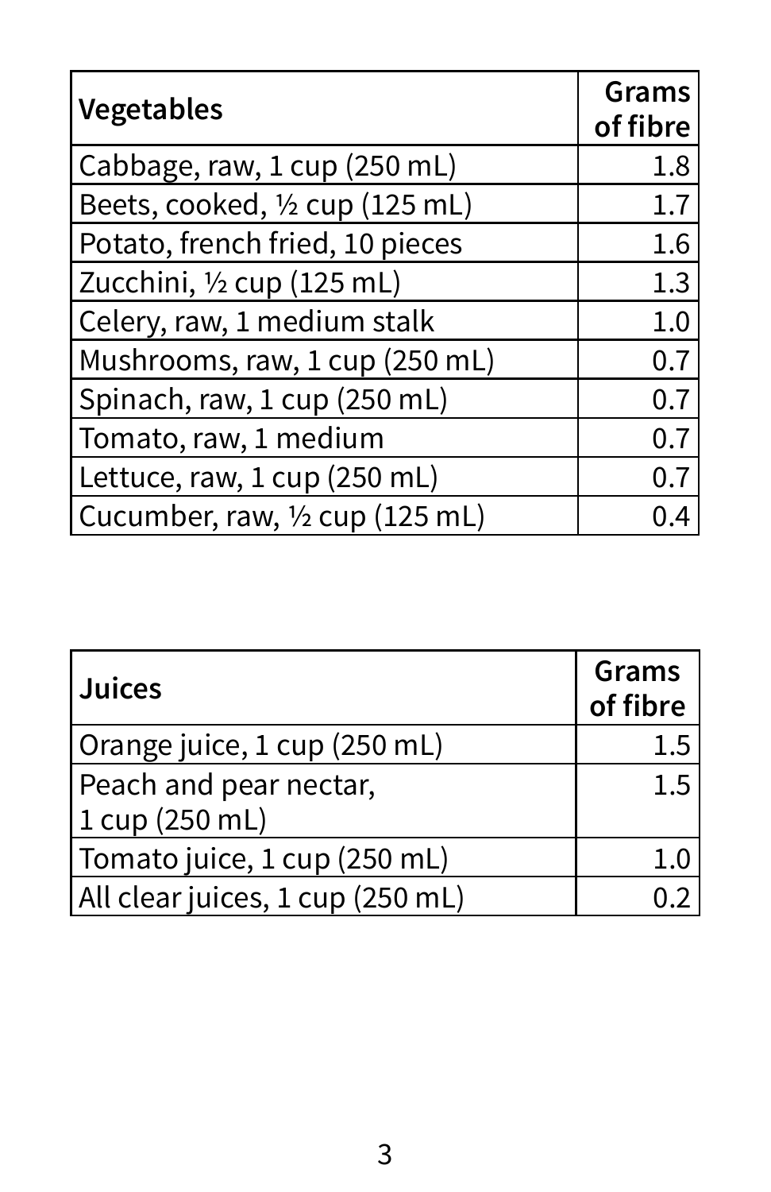| **Vegetables** | **Grams of fibre** |
| --- | ---: |
| Cabbage, raw, 1 cup (250 mL) | 1.8 |
| Beets, cooked, ½ cup (125 mL) | 1.7 |
| Potato, french fried, 10 pieces | 1.6 |
| Zucchini, ½ cup (125 mL) | 1.3 |
| Celery, raw, 1 medium stalk | 1.0 |
| Mushrooms, raw, 1 cup (250 mL) | 0.7 |
| Spinach, raw, 1 cup (250 mL) | 0.7 |
| Tomato, raw, 1 medium | 0.7 |
| Lettuce, raw, 1 cup (250 mL) | 0.7 |
| Cucumber, raw, ½ cup (125 mL) | 0.4 |

| **Juices** | **Grams of fibre** |
| --- | ---: |
| Orange juice, 1 cup (250 mL) | 1.5 |
| Peach and pear nectar, 1 cup (250 mL) | 1.5 |
| Tomato juice, 1 cup (250 mL) | 1.0 |
| All clear juices, 1 cup (250 mL) | 0.2 |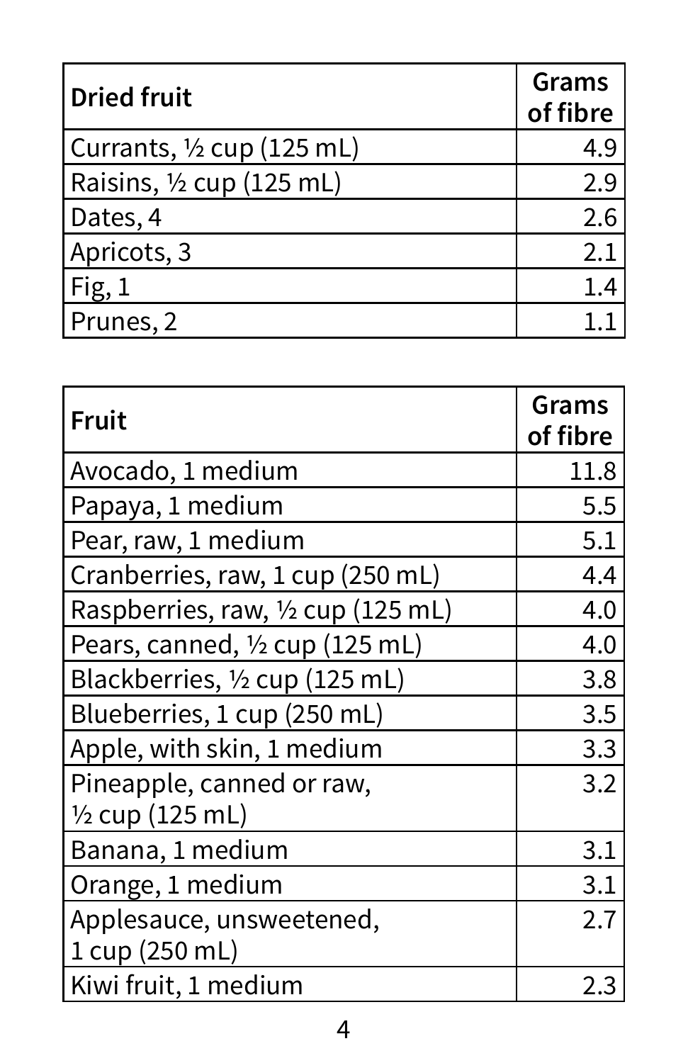| Dried fruit | Grams of fibre |
|---|---|
| Currants, ½ cup (125 mL) | 4.9 |
| Raisins, ½ cup (125 mL) | 2.9 |
| Dates, 4 | 2.6 |
| Apricots, 3 | 2.1 |
| Fig, 1 | 1.4 |
| Prunes, 2 | 1.1 |

| Fruit | Grams of fibre |
|---|---|
| Avocado, 1 medium | 11.8 |
| Papaya, 1 medium | 5.5 |
| Pear, raw, 1 medium | 5.1 |
| Cranberries, raw, 1 cup (250 mL) | 4.4 |
| Raspberries, raw, ½ cup (125 mL) | 4.0 |
| Pears, canned, ½ cup (125 mL) | 4.0 |
| Blackberries, ½ cup (125 mL) | 3.8 |
| Blueberries, 1 cup (250 mL) | 3.5 |
| Apple, with skin, 1 medium | 3.3 |
| Pineapple, canned or raw, ½ cup (125 mL) | 3.2 |
| Banana, 1 medium | 3.1 |
| Orange, 1 medium | 3.1 |
| Applesauce, unsweetened, 1 cup (250 mL) | 2.7 |
| Kiwi fruit, 1 medium | 2.3 |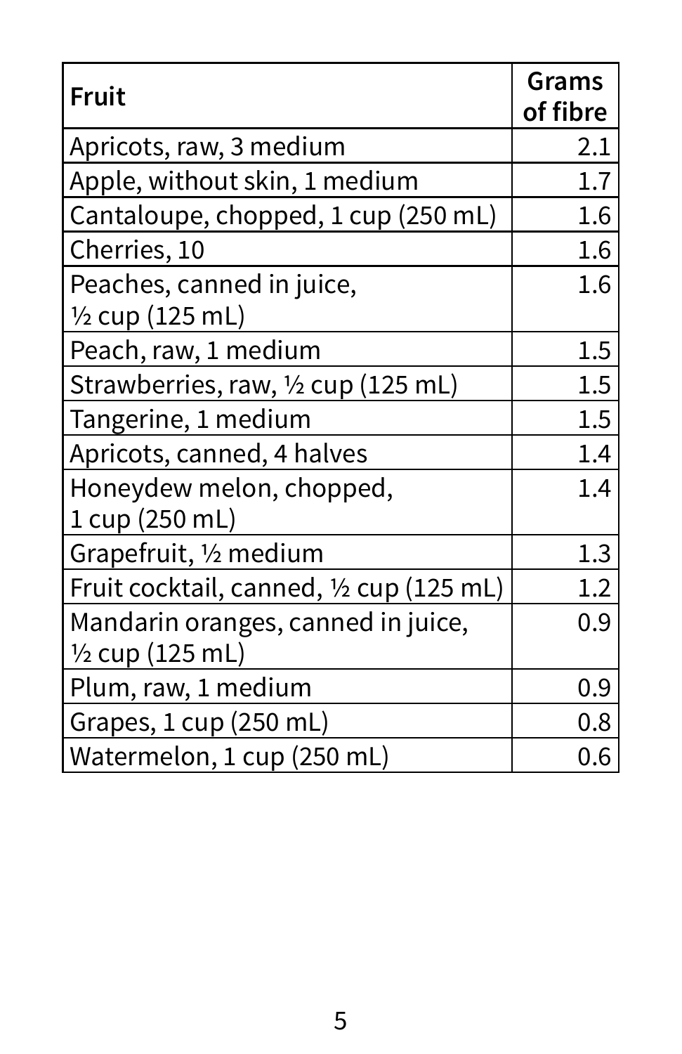| **Fruit** | **Grams of fibre** |
|---|---|
| Apricots, raw, 3 medium | 2.1 |
| Apple, without skin, 1 medium | 1.7 |
| Cantaloupe, chopped, 1 cup (250 mL) | 1.6 |
| Cherries, 10 | 1.6 |
| Peaches, canned in juice, ½ cup (125 mL) | 1.6 |
| Peach, raw, 1 medium | 1.5 |
| Strawberries, raw, ½ cup (125 mL) | 1.5 |
| Tangerine, 1 medium | 1.5 |
| Apricots, canned, 4 halves | 1.4 |
| Honeydew melon, chopped, 1 cup (250 mL) | 1.4 |
| Grapefruit, ½ medium | 1.3 |
| Fruit cocktail, canned, ½ cup (125 mL) | 1.2 |
| Mandarin oranges, canned in juice, ½ cup (125 mL) | 0.9 |
| Plum, raw, 1 medium | 0.9 |
| Grapes, 1 cup (250 mL) | 0.8 |
| Watermelon, 1 cup (250 mL) | 0.6 |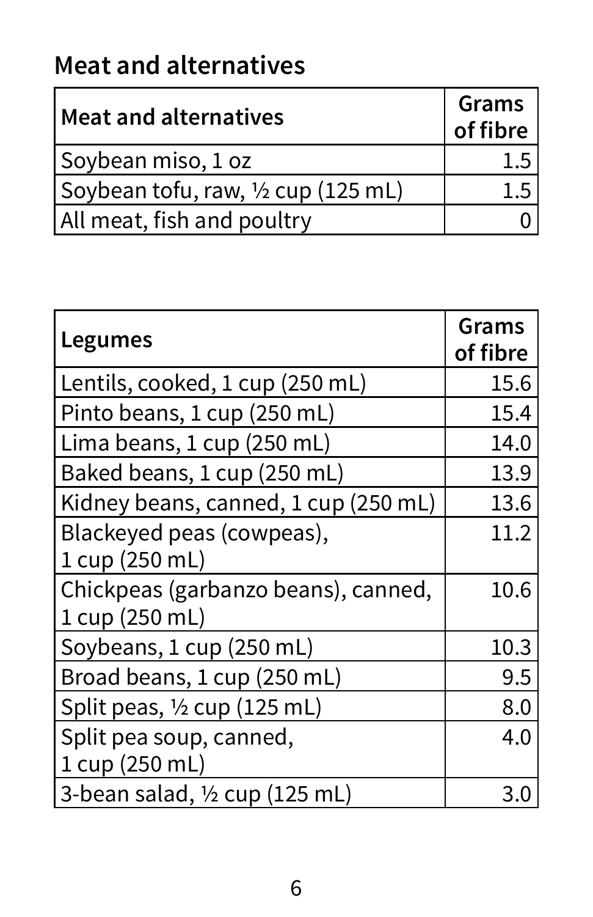## Meat and alternatives

| Meat and alternatives | Grams of fibre |
|---|---|
| Soybean miso, 1 oz | 1.5 |
| Soybean tofu, raw, ½ cup (125 mL) | 1.5 |
| All meat, fish and poultry | 0 |

| Legumes | Grams of fibre |
|---|---|
| Lentils, cooked, 1 cup (250 mL) | 15.6 |
| Pinto beans, 1 cup (250 mL) | 15.4 |
| Lima beans, 1 cup (250 mL) | 14.0 |
| Baked beans, 1 cup (250 mL) | 13.9 |
| Kidney beans, canned, 1 cup (250 mL) | 13.6 |
| Blackeyed peas (cowpeas), 1 cup (250 mL) | 11.2 |
| Chickpeas (garbanzo beans), canned, 1 cup (250 mL) | 10.6 |
| Soybeans, 1 cup (250 mL) | 10.3 |
| Broad beans, 1 cup (250 mL) | 9.5 |
| Split peas, ½ cup (125 mL) | 8.0 |
| Split pea soup, canned, 1 cup (250 mL) | 4.0 |
| 3-bean salad, ½ cup (125 mL) | 3.0 |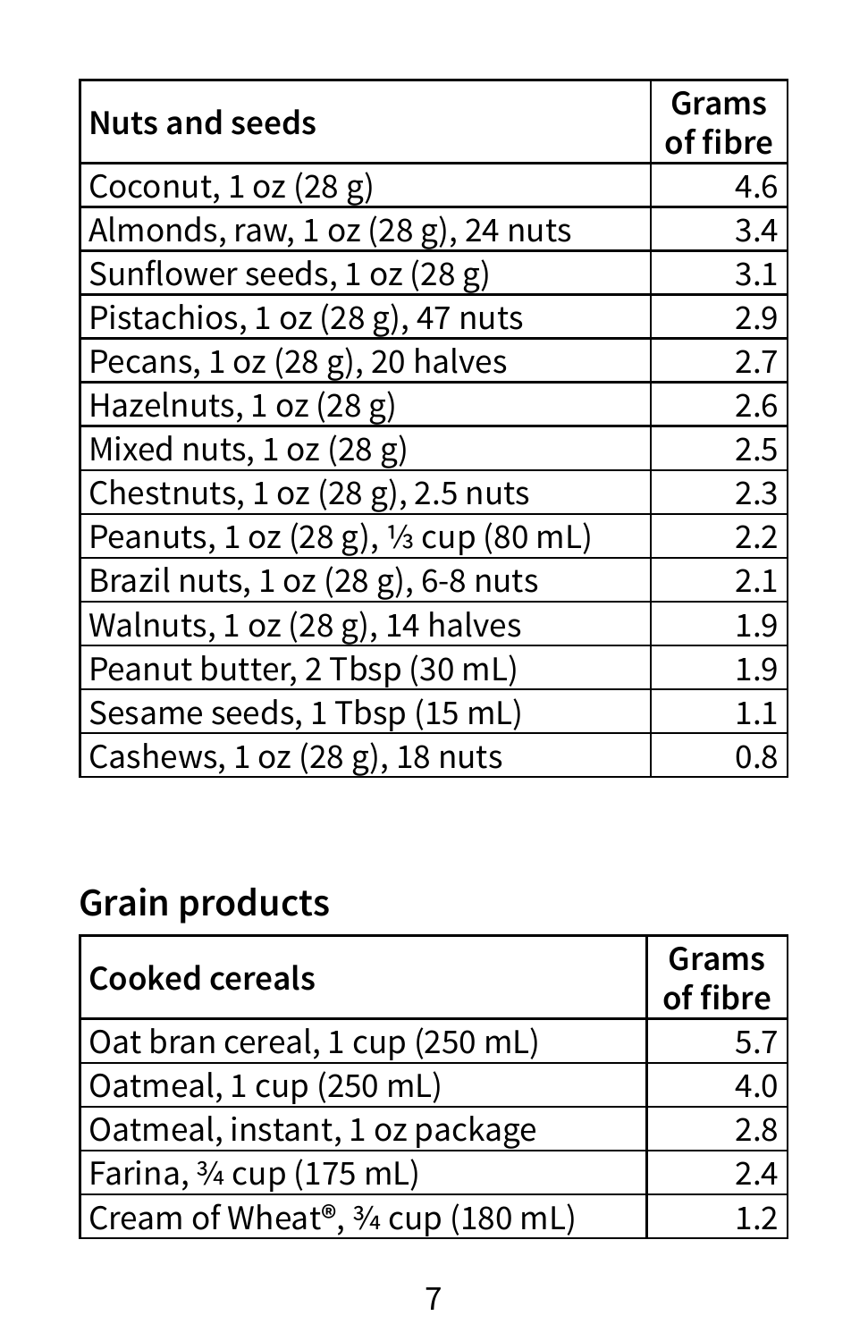| Nuts and seeds | Grams of fibre |
| --- | --- |
| Coconut, 1 oz (28 g) | 4.6 |
| Almonds, raw, 1 oz (28 g), 24 nuts | 3.4 |
| Sunflower seeds, 1 oz (28 g) | 3.1 |
| Pistachios, 1 oz (28 g), 47 nuts | 2.9 |
| Pecans, 1 oz (28 g), 20 halves | 2.7 |
| Hazelnuts, 1 oz (28 g) | 2.6 |
| Mixed nuts, 1 oz (28 g) | 2.5 |
| Chestnuts, 1 oz (28 g), 2.5 nuts | 2.3 |
| Peanuts, 1 oz (28 g), ⅓ cup (80 mL) | 2.2 |
| Brazil nuts, 1 oz (28 g), 6-8 nuts | 2.1 |
| Walnuts, 1 oz (28 g), 14 halves | 1.9 |
| Peanut butter, 2 Tbsp (30 mL) | 1.9 |
| Sesame seeds, 1 Tbsp (15 mL) | 1.1 |
| Cashews, 1 oz (28 g), 18 nuts | 0.8 |

## Grain products

| Cooked cereals | Grams of fibre |
| --- | --- |
| Oat bran cereal, 1 cup (250 mL) | 5.7 |
| Oatmeal, 1 cup (250 mL) | 4.0 |
| Oatmeal, instant, 1 oz package | 2.8 |
| Farina, ¾ cup (175 mL) | 2.4 |
| Cream of Wheat®, ¾ cup (180 mL) | 1.2 |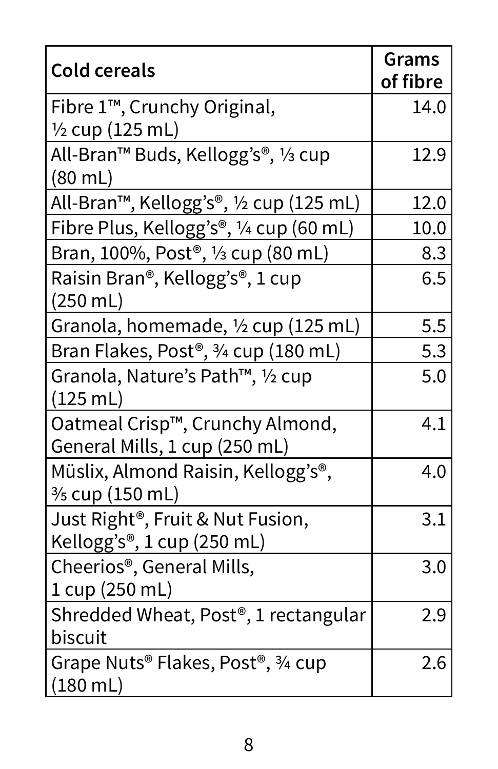| Cold cereals | Grams of fibre |
|---|---|
| Fibre 1™, Crunchy Original, ½ cup (125 mL) | 14.0 |
| All-Bran™ Buds, Kellogg's®, ⅓ cup (80 mL) | 12.9 |
| All-Bran™, Kellogg's®, ½ cup (125 mL) | 12.0 |
| Fibre Plus, Kellogg's®, ¼ cup (60 mL) | 10.0 |
| Bran, 100%, Post®, ⅓ cup (80 mL) | 8.3 |
| Raisin Bran®, Kellogg's®, 1 cup (250 mL) | 6.5 |
| Granola, homemade, ½ cup (125 mL) | 5.5 |
| Bran Flakes, Post®, ¾ cup (180 mL) | 5.3 |
| Granola, Nature's Path™, ½ cup (125 mL) | 5.0 |
| Oatmeal Crisp™, Crunchy Almond, General Mills, 1 cup (250 mL) | 4.1 |
| Müslix, Almond Raisin, Kellogg's®, ⅗ cup (150 mL) | 4.0 |
| Just Right®, Fruit & Nut Fusion, Kellogg's®, 1 cup (250 mL) | 3.1 |
| Cheerios®, General Mills, 1 cup (250 mL) | 3.0 |
| Shredded Wheat, Post®, 1 rectangular biscuit | 2.9 |
| Grape Nuts® Flakes, Post®, ¾ cup (180 mL) | 2.6 |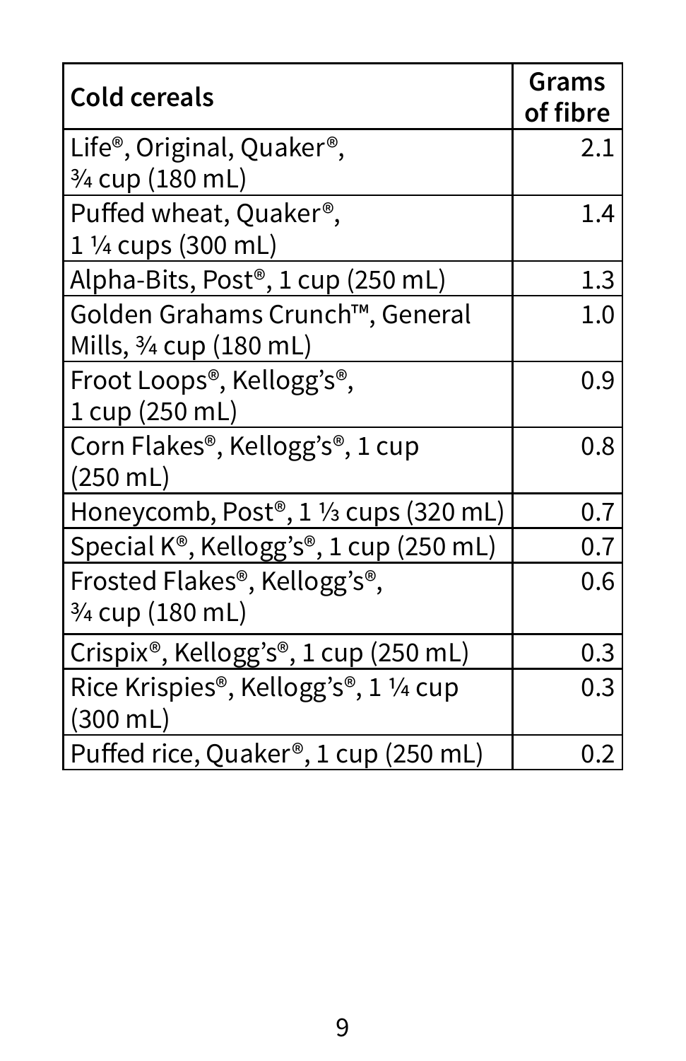| Cold cereals | Grams of fibre |
|---|---|
| Life®, Original, Quaker®, ¾ cup (180 mL) | 2.1 |
| Puffed wheat, Quaker®, 1 ¼ cups (300 mL) | 1.4 |
| Alpha-Bits, Post®, 1 cup (250 mL) | 1.3 |
| Golden Grahams Crunch™, General Mills, ¾ cup (180 mL) | 1.0 |
| Froot Loops®, Kellogg's®, 1 cup (250 mL) | 0.9 |
| Corn Flakes®, Kellogg's®, 1 cup (250 mL) | 0.8 |
| Honeycomb, Post®, 1 ⅓ cups (320 mL) | 0.7 |
| Special K®, Kellogg's®, 1 cup (250 mL) | 0.7 |
| Frosted Flakes®, Kellogg's®, ¾ cup (180 mL) | 0.6 |
| Crispix®, Kellogg's®, 1 cup (250 mL) | 0.3 |
| Rice Krispies®, Kellogg's®, 1 ¼ cup (300 mL) | 0.3 |
| Puffed rice, Quaker®, 1 cup (250 mL) | 0.2 |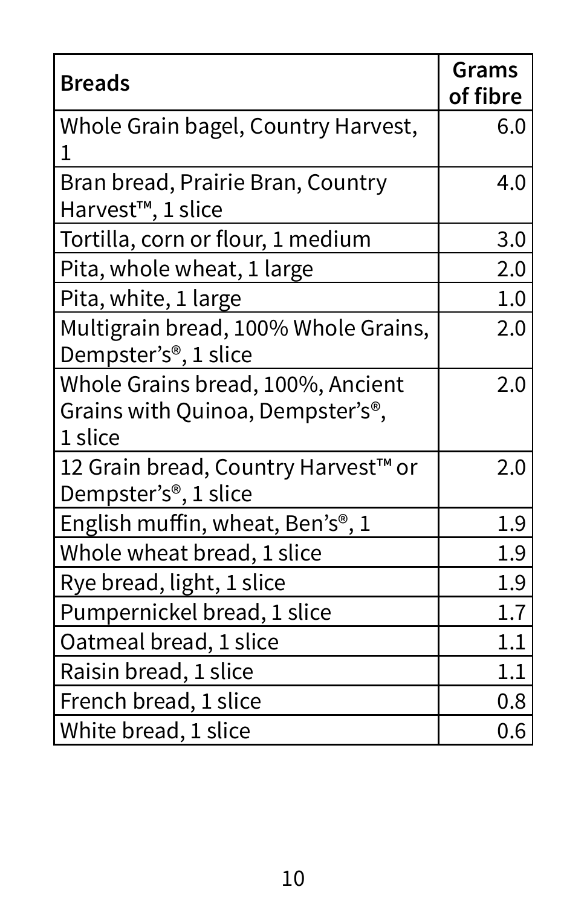| Breads | Grams of fibre |
| --- | --- |
| Whole Grain bagel, Country Harvest, 1 | 6.0 |
| Bran bread, Prairie Bran, Country Harvest™, 1 slice | 4.0 |
| Tortilla, corn or flour, 1 medium | 3.0 |
| Pita, whole wheat, 1 large | 2.0 |
| Pita, white, 1 large | 1.0 |
| Multigrain bread, 100% Whole Grains, Dempster's®, 1 slice | 2.0 |
| Whole Grains bread, 100%, Ancient Grains with Quinoa, Dempster's®, 1 slice | 2.0 |
| 12 Grain bread, Country Harvest™ or Dempster's®, 1 slice | 2.0 |
| English muffin, wheat, Ben's®, 1 | 1.9 |
| Whole wheat bread, 1 slice | 1.9 |
| Rye bread, light, 1 slice | 1.9 |
| Pumpernickel bread, 1 slice | 1.7 |
| Oatmeal bread, 1 slice | 1.1 |
| Raisin bread, 1 slice | 1.1 |
| French bread, 1 slice | 0.8 |
| White bread, 1 slice | 0.6 |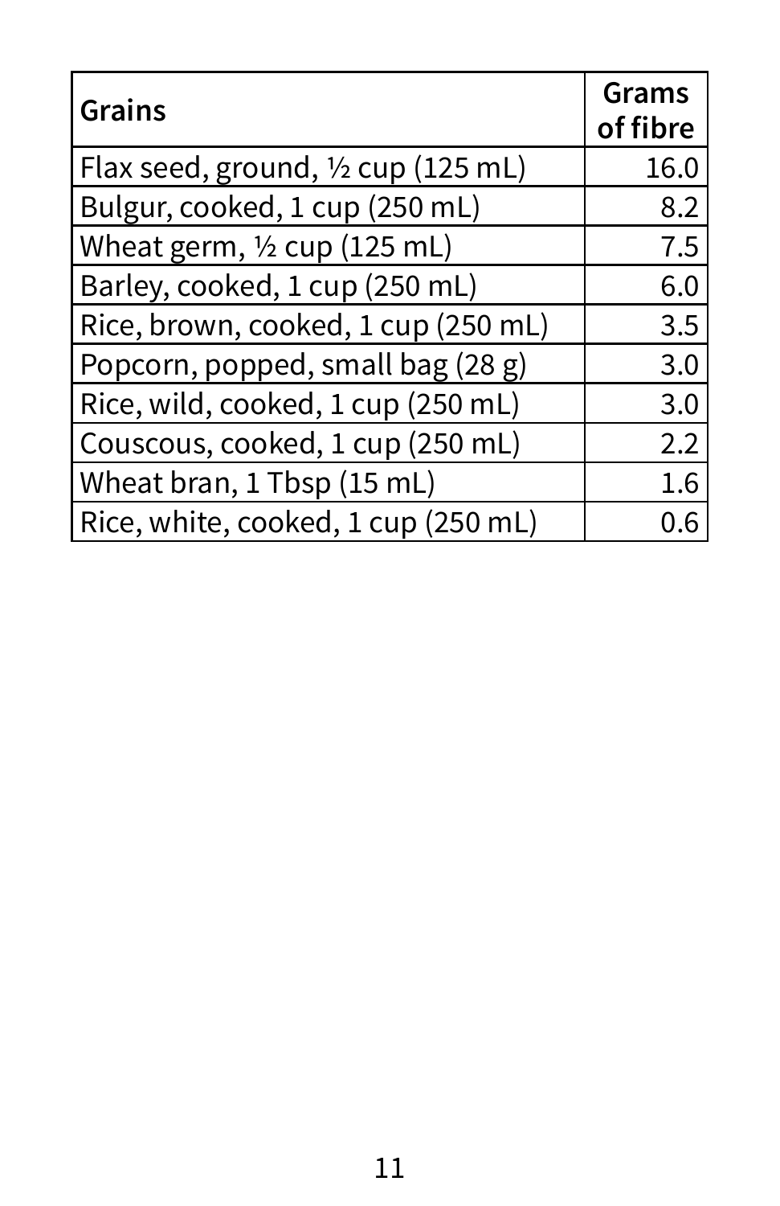| Grains | Grams of fibre |
|---|---:|
| Flax seed, ground, ½ cup (125 mL) | 16.0 |
| Bulgur, cooked, 1 cup (250 mL) | 8.2 |
| Wheat germ, ½ cup (125 mL) | 7.5 |
| Barley, cooked, 1 cup (250 mL) | 6.0 |
| Rice, brown, cooked, 1 cup (250 mL) | 3.5 |
| Popcorn, popped, small bag (28 g) | 3.0 |
| Rice, wild, cooked, 1 cup (250 mL) | 3.0 |
| Couscous, cooked, 1 cup (250 mL) | 2.2 |
| Wheat bran, 1 Tbsp (15 mL) | 1.6 |
| Rice, white, cooked, 1 cup (250 mL) | 0.6 |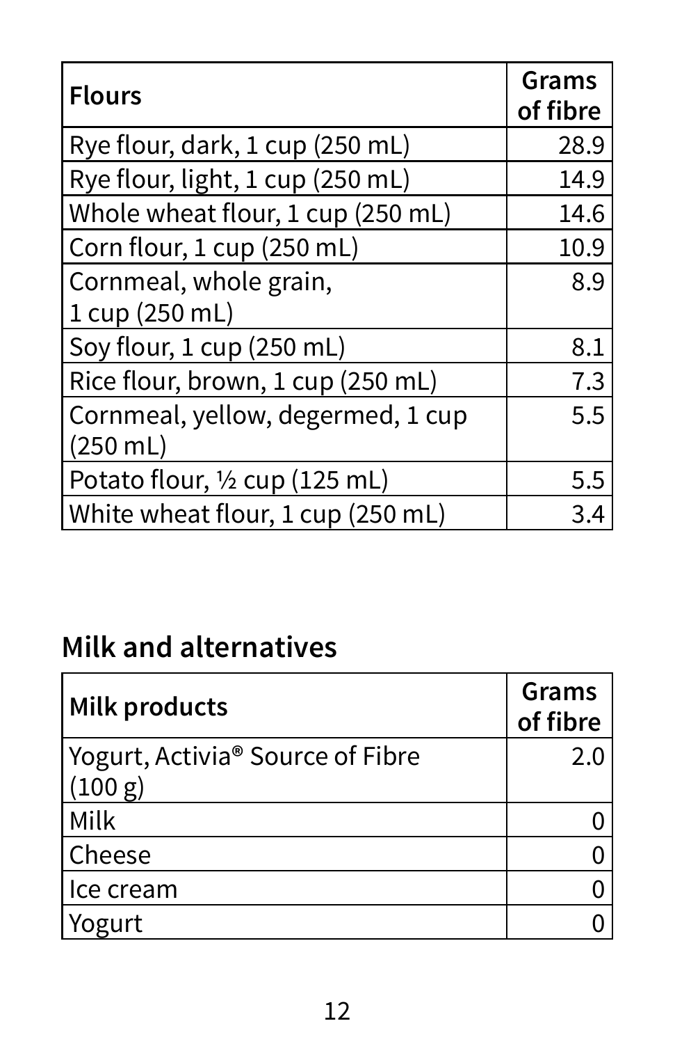| Flours | Grams of fibre |
|---|---|
| Rye flour, dark, 1 cup (250 mL) | 28.9 |
| Rye flour, light, 1 cup (250 mL) | 14.9 |
| Whole wheat flour, 1 cup (250 mL) | 14.6 |
| Corn flour, 1 cup (250 mL) | 10.9 |
| Cornmeal, whole grain, 1 cup (250 mL) | 8.9 |
| Soy flour, 1 cup (250 mL) | 8.1 |
| Rice flour, brown, 1 cup (250 mL) | 7.3 |
| Cornmeal, yellow, degermed, 1 cup (250 mL) | 5.5 |
| Potato flour, ½ cup (125 mL) | 5.5 |
| White wheat flour, 1 cup (250 mL) | 3.4 |

## Milk and alternatives

| Milk products | Grams of fibre |
|---|---|
| Yogurt, Activia® Source of Fibre (100 g) | 2.0 |
| Milk | 0 |
| Cheese | 0 |
| Ice cream | 0 |
| Yogurt | 0 |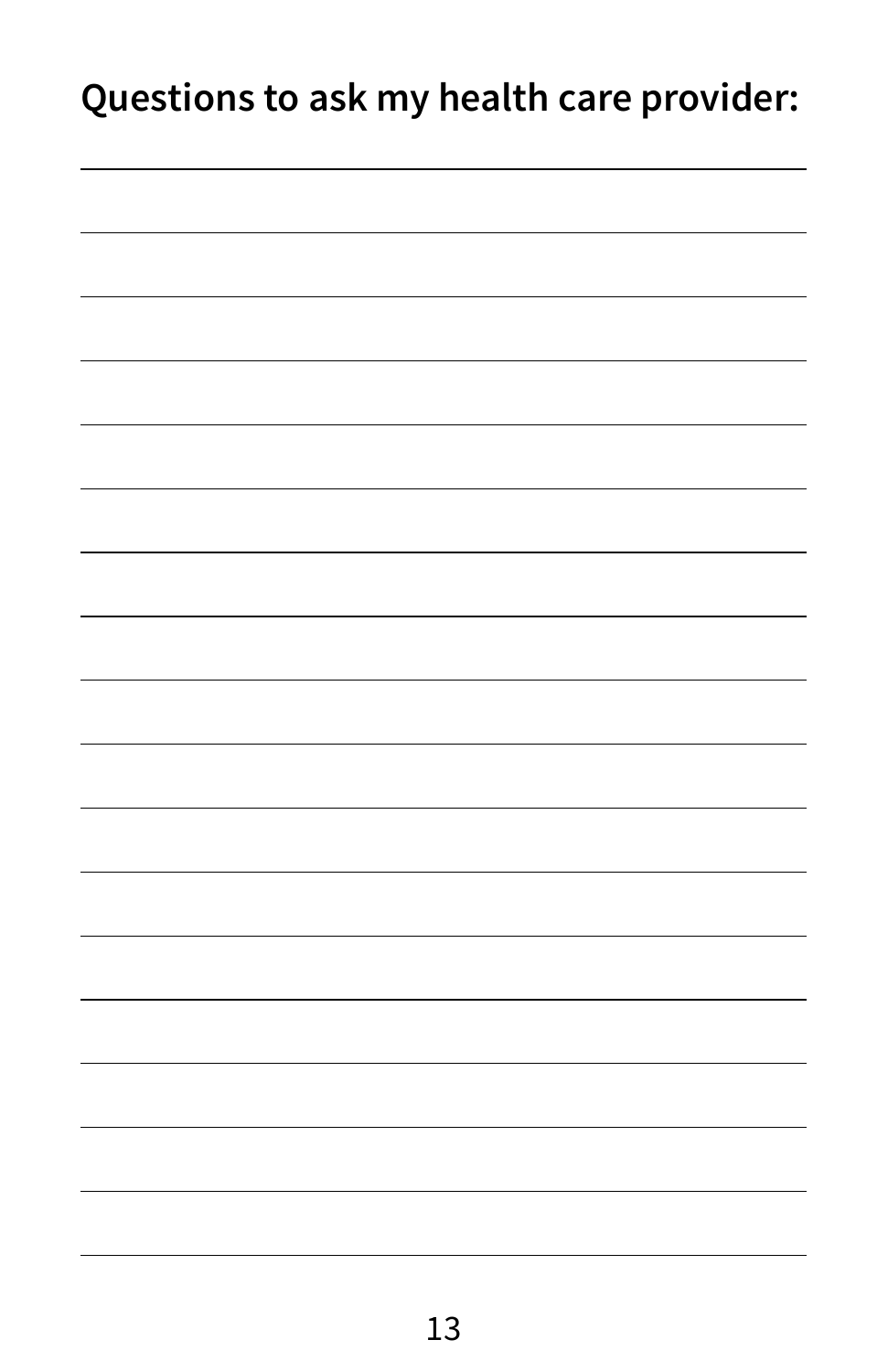## Questions to ask my health care provider: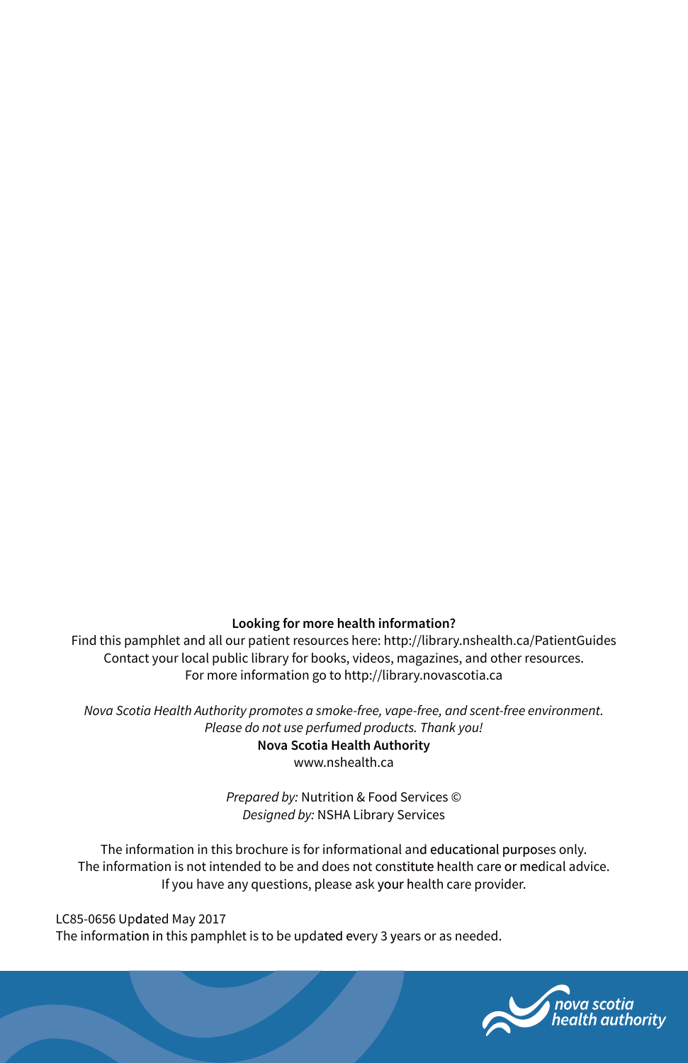**Looking for more health information?**

Find this pamphlet and all our patient resources here: http://library.nshealth.ca/PatientGuides

Contact your local public library for books, videos, magazines, and other resources.

For more information go to http://library.novascotia.ca

*Nova Scotia Health Authority promotes a smoke-free, vape-free, and scent-free environment. Please do not use perfumed products. Thank you!*

**Nova Scotia Health Authority**

www.nshealth.ca

*Prepared by:* Nutrition & Food Services ©

*Designed by:* NSHA Library Services

The information in this brochure is for informational and educational purposes only. The information is not intended to be and does not constitute health care or medical advice. If you have any questions, please ask your health care provider.

LC85-0656 Updated May 2017

The information in this pamphlet is to be updated every 3 years or as needed.

nova scotia health authority